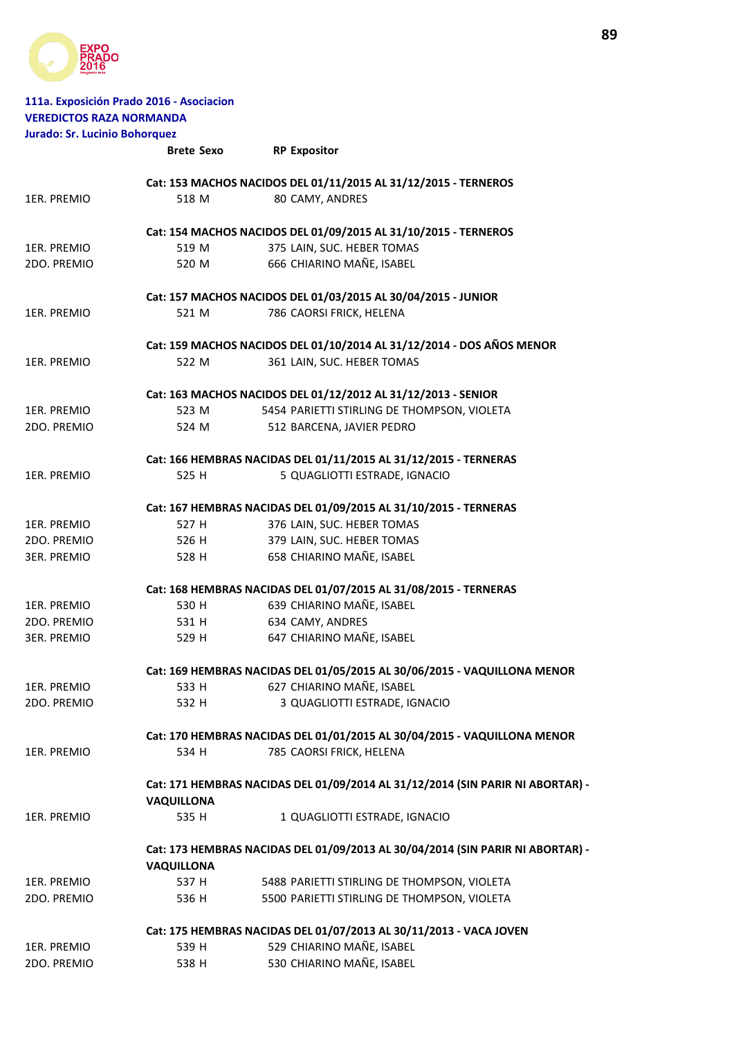**111a. Exposición Prado 2016 - Asociacion**
**VEREDICTOS RAZA NORMANDA**
**Jurado: Sr. Lucinio Bohorquez**

| | Brete | Sexo | RP | Expositor |
|---|---|---|---|---|
| | **Cat: 153 MACHOS NACIDOS DEL 01/11/2015 AL 31/12/2015 - TERNEROS** | | | |
| 1ER. PREMIO | 518 | M | 80 | CAMY, ANDRES |
| | **Cat: 154 MACHOS NACIDOS DEL 01/09/2015 AL 31/10/2015 - TERNEROS** | | | |
| 1ER. PREMIO | 519 | M | 375 | LAIN, SUC. HEBER TOMAS |
| 2DO. PREMIO | 520 | M | 666 | CHIARINO MAÑE, ISABEL |
| | **Cat: 157 MACHOS NACIDOS DEL 01/03/2015 AL 30/04/2015 - JUNIOR** | | | |
| 1ER. PREMIO | 521 | M | 786 | CAORSI FRICK, HELENA |
| | **Cat: 159 MACHOS NACIDOS DEL 01/10/2014 AL 31/12/2014 - DOS AÑOS MENOR** | | | |
| 1ER. PREMIO | 522 | M | 361 | LAIN, SUC. HEBER TOMAS |
| | **Cat: 163 MACHOS NACIDOS DEL 01/12/2012 AL 31/12/2013 - SENIOR** | | | |
| 1ER. PREMIO | 523 | M | 5454 | PARIETTI STIRLING DE THOMPSON, VIOLETA |
| 2DO. PREMIO | 524 | M | 512 | BARCENA, JAVIER PEDRO |
| | **Cat: 166 HEMBRAS NACIDAS DEL 01/11/2015 AL 31/12/2015 - TERNERAS** | | | |
| 1ER. PREMIO | 525 | H | 5 | QUAGLIOTTI ESTRADE, IGNACIO |
| | **Cat: 167 HEMBRAS NACIDAS DEL 01/09/2015 AL 31/10/2015 - TERNERAS** | | | |
| 1ER. PREMIO | 527 | H | 376 | LAIN, SUC. HEBER TOMAS |
| 2DO. PREMIO | 526 | H | 379 | LAIN, SUC. HEBER TOMAS |
| 3ER. PREMIO | 528 | H | 658 | CHIARINO MAÑE, ISABEL |
| | **Cat: 168 HEMBRAS NACIDAS DEL 01/07/2015 AL 31/08/2015 - TERNERAS** | | | |
| 1ER. PREMIO | 530 | H | 639 | CHIARINO MAÑE, ISABEL |
| 2DO. PREMIO | 531 | H | 634 | CAMY, ANDRES |
| 3ER. PREMIO | 529 | H | 647 | CHIARINO MAÑE, ISABEL |
| | **Cat: 169 HEMBRAS NACIDAS DEL 01/05/2015 AL 30/06/2015 - VAQUILLONA MENOR** | | | |
| 1ER. PREMIO | 533 | H | 627 | CHIARINO MAÑE, ISABEL |
| 2DO. PREMIO | 532 | H | 3 | QUAGLIOTTI ESTRADE, IGNACIO |
| | **Cat: 170 HEMBRAS NACIDAS DEL 01/01/2015 AL 30/04/2015 - VAQUILLONA MENOR** | | | |
| 1ER. PREMIO | 534 | H | 785 | CAORSI FRICK, HELENA |
| | **Cat: 171 HEMBRAS NACIDAS DEL 01/09/2014 AL 31/12/2014 (SIN PARIR NI ABORTAR) - VAQUILLONA** | | | |
| 1ER. PREMIO | 535 | H | 1 | QUAGLIOTTI ESTRADE, IGNACIO |
| | **Cat: 173 HEMBRAS NACIDAS DEL 01/09/2013 AL 30/04/2014 (SIN PARIR NI ABORTAR) - VAQUILLONA** | | | |
| 1ER. PREMIO | 537 | H | 5488 | PARIETTI STIRLING DE THOMPSON, VIOLETA |
| 2DO. PREMIO | 536 | H | 5500 | PARIETTI STIRLING DE THOMPSON, VIOLETA |
| | **Cat: 175 HEMBRAS NACIDAS DEL 01/07/2013 AL 30/11/2013 - VACA JOVEN** | | | |
| 1ER. PREMIO | 539 | H | 529 | CHIARINO MAÑE, ISABEL |
| 2DO. PREMIO | 538 | H | 530 | CHIARINO MAÑE, ISABEL |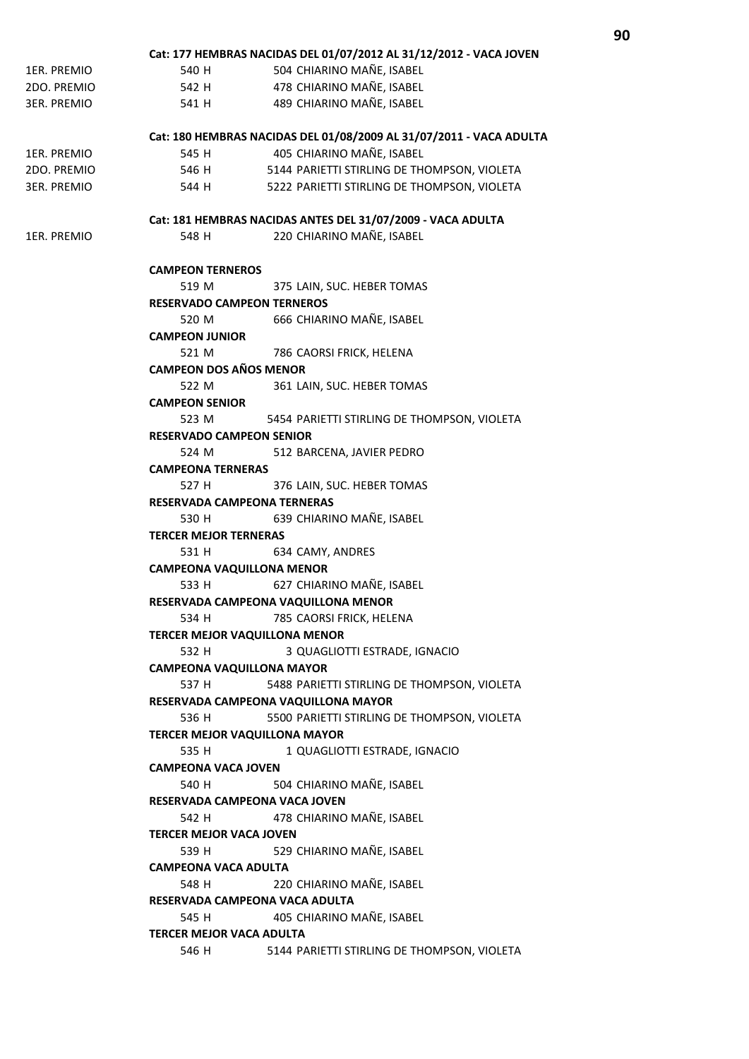**Cat: 177 HEMBRAS NACIDAS DEL 01/07/2012 AL 31/12/2012 - VACA JOVEN**

| | | |
|---|---|---|
| 1ER. PREMIO | 540 H | 504 CHIARINO MAÑE, ISABEL |
| 2DO. PREMIO | 542 H | 478 CHIARINO MAÑE, ISABEL |
| 3ER. PREMIO | 541 H | 489 CHIARINO MAÑE, ISABEL |

**Cat: 180 HEMBRAS NACIDAS DEL 01/08/2009 AL 31/07/2011 - VACA ADULTA**

| | | |
|---|---|---|
| 1ER. PREMIO | 545 H | 405 CHIARINO MAÑE, ISABEL |
| 2DO. PREMIO | 546 H | 5144 PARIETTI STIRLING DE THOMPSON, VIOLETA |
| 3ER. PREMIO | 544 H | 5222 PARIETTI STIRLING DE THOMPSON, VIOLETA |

**Cat: 181 HEMBRAS NACIDAS ANTES DEL 31/07/2009 - VACA ADULTA**

| | | |
|---|---|---|
| 1ER. PREMIO | 548 H | 220 CHIARINO MAÑE, ISABEL |

**CAMPEON TERNEROS**
519 M 375 LAIN, SUC. HEBER TOMAS

**RESERVADO CAMPEON TERNEROS**
520 M 666 CHIARINO MAÑE, ISABEL

**CAMPEON JUNIOR**
521 M 786 CAORSI FRICK, HELENA

**CAMPEON DOS AÑOS MENOR**
522 M 361 LAIN, SUC. HEBER TOMAS

**CAMPEON SENIOR**
523 M 5454 PARIETTI STIRLING DE THOMPSON, VIOLETA

**RESERVADO CAMPEON SENIOR**
524 M 512 BARCENA, JAVIER PEDRO

**CAMPEONA TERNERAS**
527 H 376 LAIN, SUC. HEBER TOMAS

**RESERVADA CAMPEONA TERNERAS**
530 H 639 CHIARINO MAÑE, ISABEL

**TERCER MEJOR TERNERAS**
531 H 634 CAMY, ANDRES

**CAMPEONA VAQUILLONA MENOR**
533 H 627 CHIARINO MAÑE, ISABEL

**RESERVADA CAMPEONA VAQUILLONA MENOR**
534 H 785 CAORSI FRICK, HELENA

**TERCER MEJOR VAQUILLONA MENOR**
532 H 3 QUAGLIOTTI ESTRADE, IGNACIO

**CAMPEONA VAQUILLONA MAYOR**
537 H 5488 PARIETTI STIRLING DE THOMPSON, VIOLETA

**RESERVADA CAMPEONA VAQUILLONA MAYOR**
536 H 5500 PARIETTI STIRLING DE THOMPSON, VIOLETA

**TERCER MEJOR VAQUILLONA MAYOR**
535 H 1 QUAGLIOTTI ESTRADE, IGNACIO

**CAMPEONA VACA JOVEN**
540 H 504 CHIARINO MAÑE, ISABEL

**RESERVADA CAMPEONA VACA JOVEN**
542 H 478 CHIARINO MAÑE, ISABEL

**TERCER MEJOR VACA JOVEN**
539 H 529 CHIARINO MAÑE, ISABEL

**CAMPEONA VACA ADULTA**
548 H 220 CHIARINO MAÑE, ISABEL

**RESERVADA CAMPEONA VACA ADULTA**
545 H 405 CHIARINO MAÑE, ISABEL

**TERCER MEJOR VACA ADULTA**
546 H 5144 PARIETTI STIRLING DE THOMPSON, VIOLETA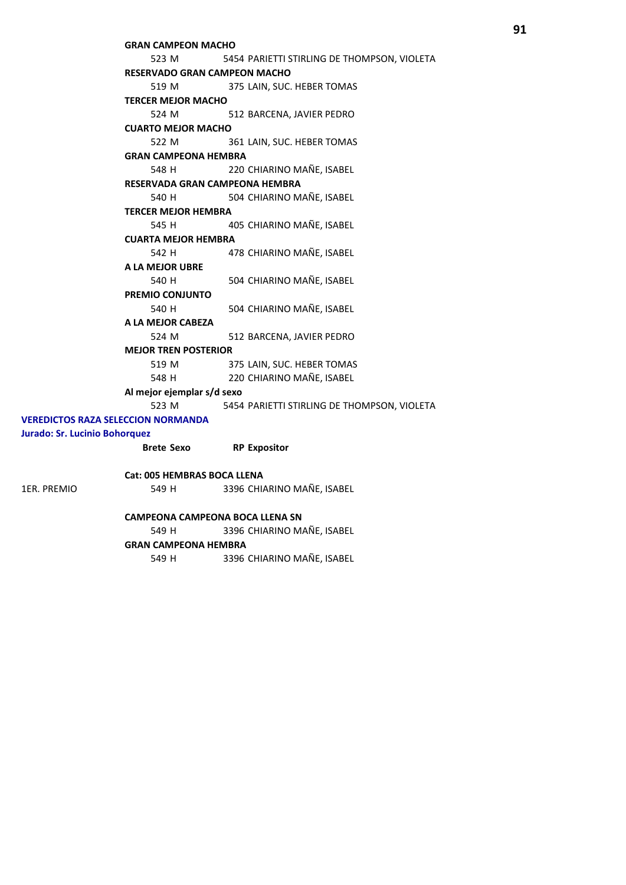**GRAN CAMPEON MACHO**

523 M 5454 PARIETTI STIRLING DE THOMPSON, VIOLETA

**RESERVADO GRAN CAMPEON MACHO**

519 M 375 LAIN, SUC. HEBER TOMAS

**TERCER MEJOR MACHO**

524 M 512 BARCENA, JAVIER PEDRO

**CUARTO MEJOR MACHO**

522 M 361 LAIN, SUC. HEBER TOMAS

**GRAN CAMPEONA HEMBRA**

548 H 220 CHIARINO MAÑE, ISABEL

**RESERVADA GRAN CAMPEONA HEMBRA**

540 H 504 CHIARINO MAÑE, ISABEL

**TERCER MEJOR HEMBRA**

545 H 405 CHIARINO MAÑE, ISABEL

**CUARTA MEJOR HEMBRA**

542 H 478 CHIARINO MAÑE, ISABEL

**A LA MEJOR UBRE**

540 H 504 CHIARINO MAÑE, ISABEL

**PREMIO CONJUNTO**

540 H 504 CHIARINO MAÑE, ISABEL

**A LA MEJOR CABEZA**

524 M 512 BARCENA, JAVIER PEDRO

**MEJOR TREN POSTERIOR**

519 M 375 LAIN, SUC. HEBER TOMAS
548 H 220 CHIARINO MAÑE, ISABEL

**Al mejor ejemplar s/d sexo**

523 M 5454 PARIETTI STIRLING DE THOMPSON, VIOLETA

## VEREDICTOS RAZA SELECCION NORMANDA

**Jurado: Sr. Lucinio Bohorquez**

| | Brete | Sexo | RP | Expositor |
|---|---|---|---|---|
| | **Cat: 005 HEMBRAS BOCA LLENA** | | | |
| 1ER. PREMIO | 549 | H | 3396 | CHIARINO MAÑE, ISABEL |

**CAMPEONA CAMPEONA BOCA LLENA SN**

549 H 3396 CHIARINO MAÑE, ISABEL

**GRAN CAMPEONA HEMBRA**

549 H 3396 CHIARINO MAÑE, ISABEL